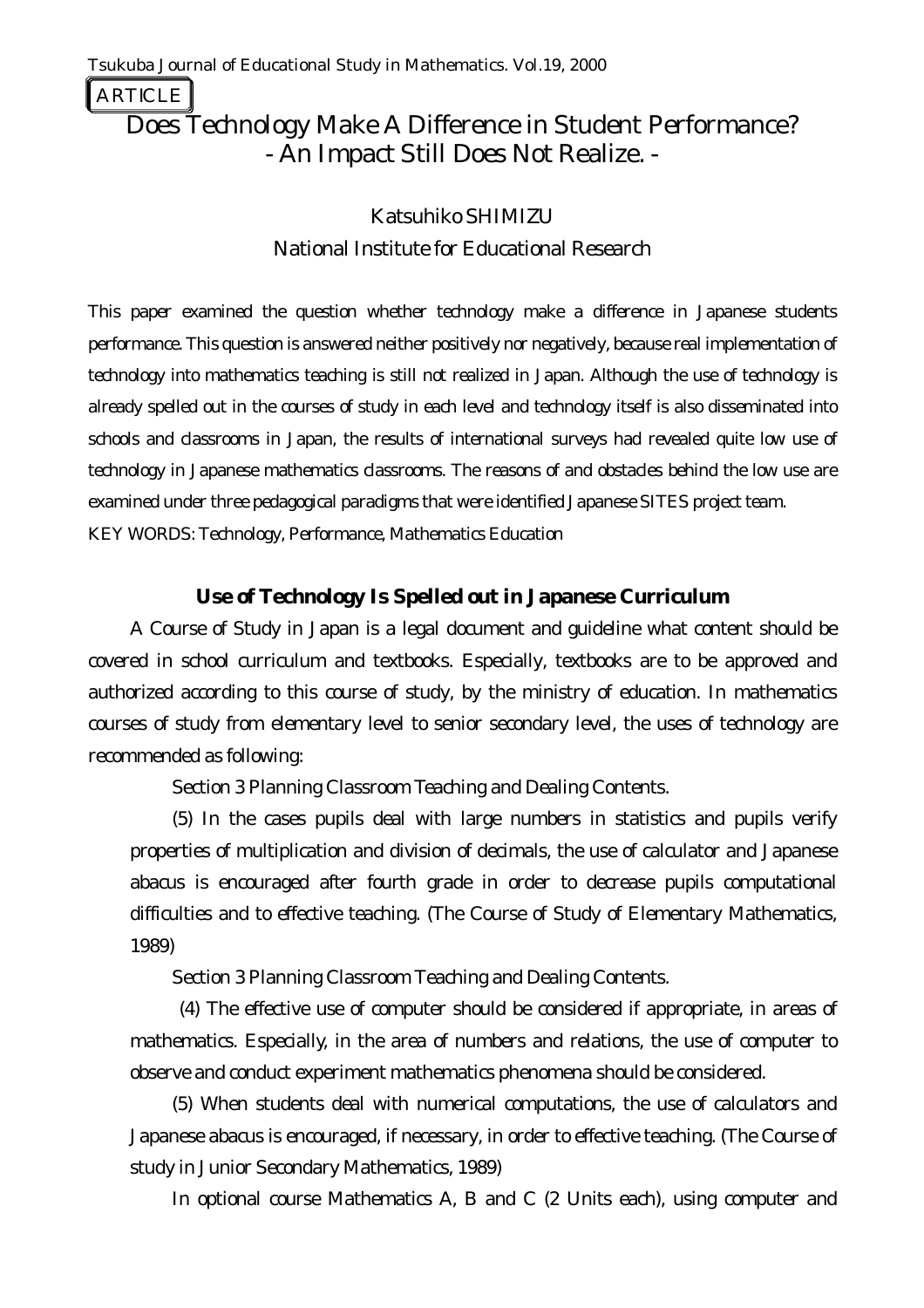ARTICLE

# Does Technology Make A Difference in Student Performance? - An Impact Still Does Not Realize. -

Katsuhiko SHIMIZU

National Institute for Educational Research

This paper examined the question whether technology make a difference in Japanese students performance. This question is answered neither positively nor negatively, because real implementation of technology into mathematics teaching is still not realized in Japan. Although the use of technology is already spelled out in the courses of study in each level and technology itself is also disseminated into schools and classrooms in Japan, the results of international surveys had revealed quite low use of technology in Japanese mathematics classrooms. The reasons of and obstacles behind the low use are examined under three pedagogical paradigms that were identified Japanese SITES project team.

KEY WORDS: Technology, Performance, Mathematics Education

## Use of Technology Is Spelled out in Japanese Curriculum

A Course of Study in Japan is a legal document and guideline what content should be covered in school curriculum and textbooks. Especially, textbooks are to be approved and authorized according to this course of study, by the ministry of education. In mathematics courses of study from elementary level to senior secondary level, the uses of technology are recommended as following:

> Section 3 Planning Classroom Teaching and Dealing Contents.
>
> (5) In the cases pupils deal with large numbers in statistics and pupils verify properties of multiplication and division of decimals, the use of calculator and Japanese abacus is encouraged after fourth grade in order to decrease pupils computational difficulties and to effective teaching. (The Course of Study of Elementary Mathematics, 1989)
>
> Section 3 Planning Classroom Teaching and Dealing Contents.
>
> (4) The effective use of computer should be considered if appropriate, in areas of mathematics. Especially, in the area of numbers and relations, the use of computer to observe and conduct experiment mathematics phenomena should be considered.
>
> (5) When students deal with numerical computations, the use of calculators and Japanese abacus is encouraged, if necessary, in order to effective teaching. (The Course of study in Junior Secondary Mathematics, 1989)

In optional course Mathematics A, B and C (2 Units each), using computer and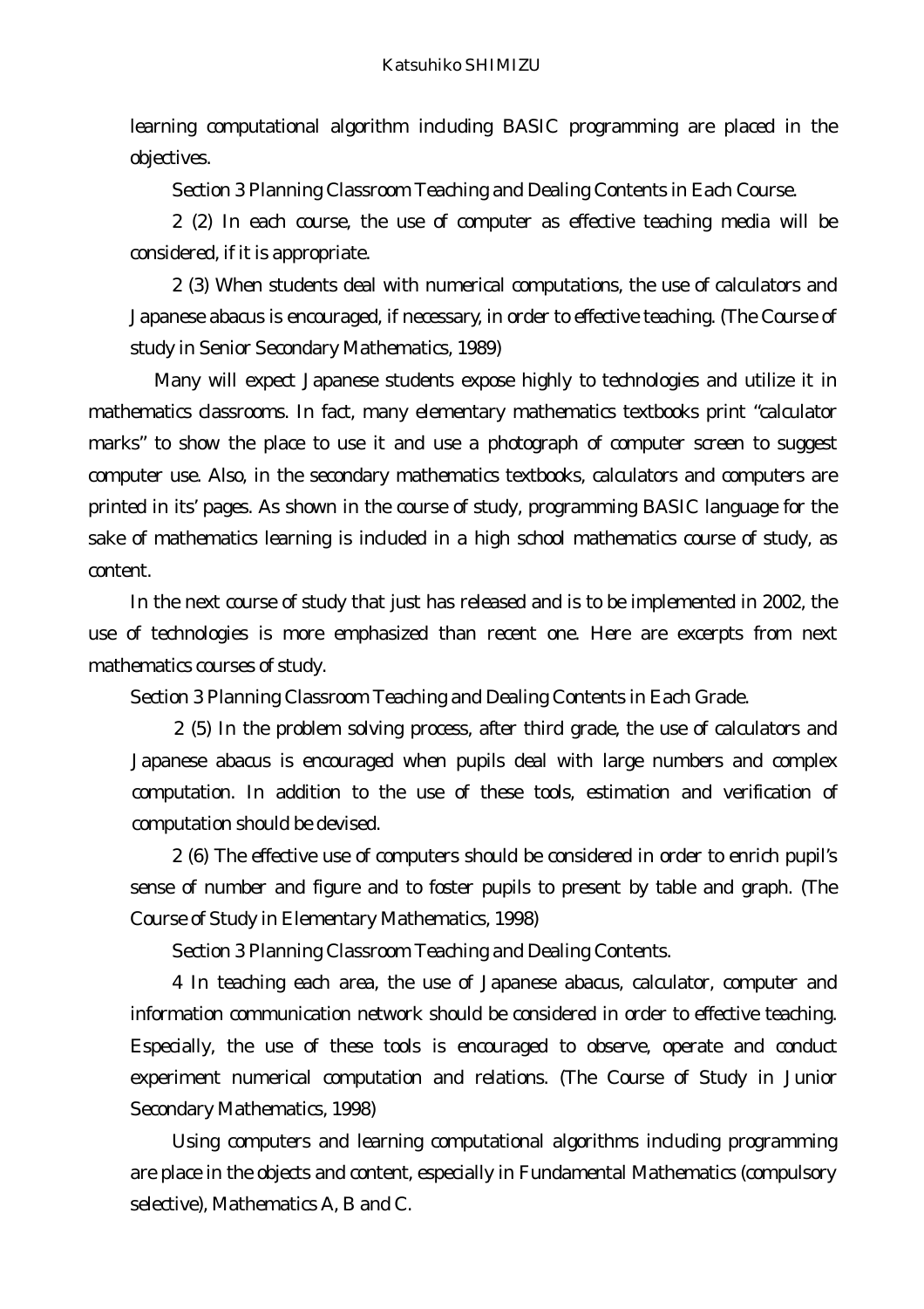learning computational algorithm including BASIC programming are placed in the objectives.

> Section 3 Planning Classroom Teaching and Dealing Contents in Each Course.
>
> 2 (2) In each course, the use of computer as effective teaching media will be considered, if it is appropriate.
>
> 2 (3) When students deal with numerical computations, the use of calculators and Japanese abacus is encouraged, if necessary, in order to effective teaching. (The Course of study in Senior Secondary Mathematics, 1989)

Many will expect Japanese students expose highly to technologies and utilize it in mathematics classrooms. In fact, many elementary mathematics textbooks print "calculator marks" to show the place to use it and use a photograph of computer screen to suggest computer use. Also, in the secondary mathematics textbooks, calculators and computers are printed in its' pages. As shown in the course of study, programming BASIC language for the sake of mathematics learning is included in a high school mathematics course of study, as content.

In the next course of study that just has released and is to be implemented in 2002, the use of technologies is more emphasized than recent one. Here are excerpts from next mathematics courses of study.

> Section 3 Planning Classroom Teaching and Dealing Contents in Each Grade.
>
> 2 (5) In the problem solving process, after third grade, the use of calculators and Japanese abacus is encouraged when pupils deal with large numbers and complex computation. In addition to the use of these tools, estimation and verification of computation should be devised.
>
> 2 (6) The effective use of computers should be considered in order to enrich pupil's sense of number and figure and to foster pupils to present by table and graph. (The Course of Study in Elementary Mathematics, 1998)
>
> Section 3 Planning Classroom Teaching and Dealing Contents.
>
> 4 In teaching each area, the use of Japanese abacus, calculator, computer and information communication network should be considered in order to effective teaching. Especially, the use of these tools is encouraged to observe, operate and conduct experiment numerical computation and relations. (The Course of Study in Junior Secondary Mathematics, 1998)
>
> Using computers and learning computational algorithms including programming are place in the objects and content, especially in Fundamental Mathematics (compulsory selective), Mathematics A, B and C.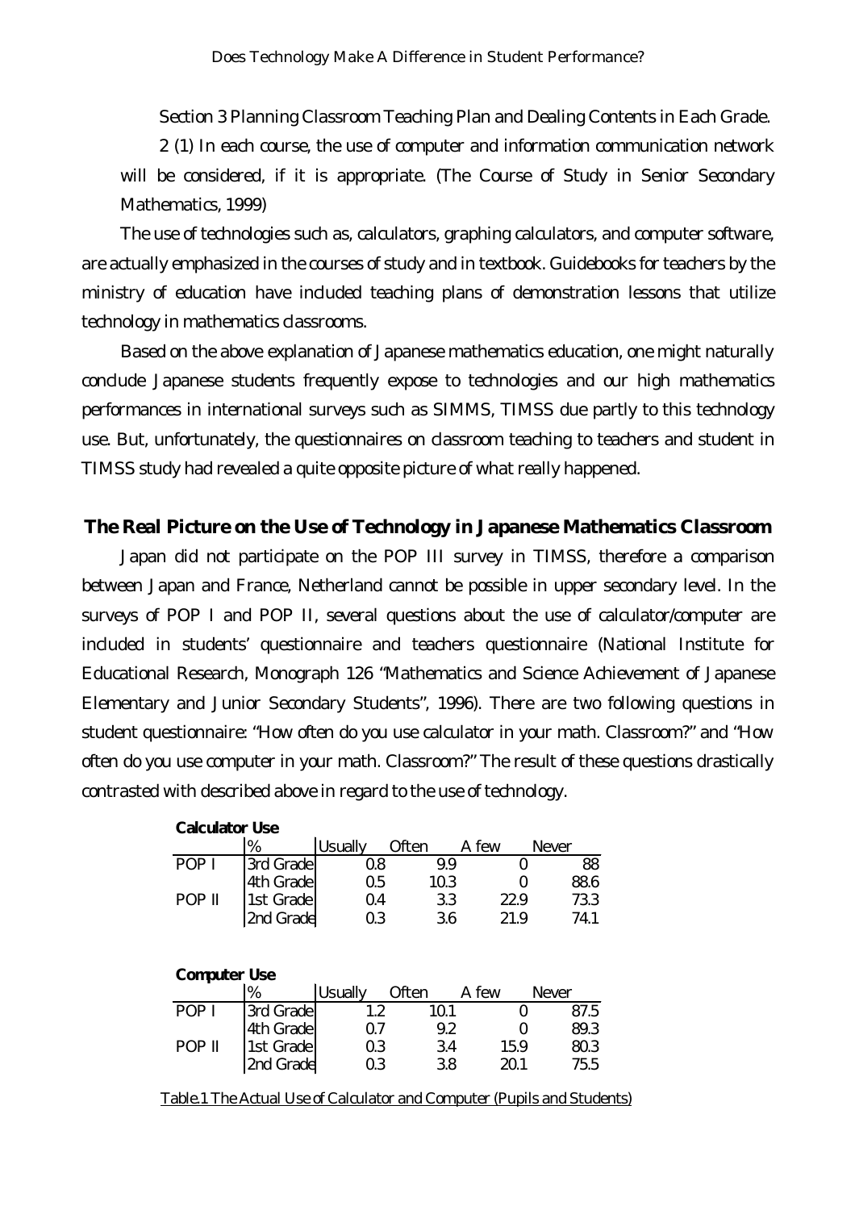Section 3 Planning Classroom Teaching Plan and Dealing Contents in Each Grade.

2 (1) In each course, the use of computer and information communication network will be considered, if it is appropriate. (The Course of Study in Senior Secondary Mathematics, 1999)

The use of technologies such as, calculators, graphing calculators, and computer software, are actually emphasized in the courses of study and in textbook. Guidebooks for teachers by the ministry of education have included teaching plans of demonstration lessons that utilize technology in mathematics classrooms.

Based on the above explanation of Japanese mathematics education, one might naturally conclude Japanese students frequently expose to technologies and our high mathematics performances in international surveys such as SIMMS, TIMSS due partly to this technology use. But, unfortunately, the questionnaires on classroom teaching to teachers and student in TIMSS study had revealed a quite opposite picture of what really happened.

## The Real Picture on the Use of Technology in Japanese Mathematics Classroom

Japan did not participate on the POP III survey in TIMSS, therefore a comparison between Japan and France, Netherland cannot be possible in upper secondary level. In the surveys of POP I and POP II, several questions about the use of calculator/computer are included in students' questionnaire and teachers questionnaire (National Institute for Educational Research, Monograph 126 "Mathematics and Science Achievement of Japanese Elementary and Junior Secondary Students", 1996). There are two following questions in student questionnaire: "How often do you use calculator in your math. Classroom?" and "How often do you use computer in your math. Classroom?" The result of these questions drastically contrasted with described above in regard to the use of technology.

**Calculator Use**

| | % | Usually | Often | A few | Never |
|---|---|---|---|---|---|
| POP I | 3rd Grade | 0.8 | 9.9 | 0 | 88 |
| | 4th Grade | 0.5 | 10.3 | 0 | 88.6 |
| POP II | 1st Grade | 0.4 | 3.3 | 22.9 | 73.3 |
| | 2nd Grade | 0.3 | 3.6 | 21.9 | 74.1 |

**Computer Use**

| | % | Usually | Often | A few | Never |
|---|---|---|---|---|---|
| POP I | 3rd Grade | 1.2 | 10.1 | 0 | 87.5 |
| | 4th Grade | 0.7 | 9.2 | 0 | 89.3 |
| POP II | 1st Grade | 0.3 | 3.4 | 15.9 | 80.3 |
| | 2nd Grade | 0.3 | 3.8 | 20.1 | 75.5 |

Table.1 The Actual Use of Calculator and Computer (Pupils and Students)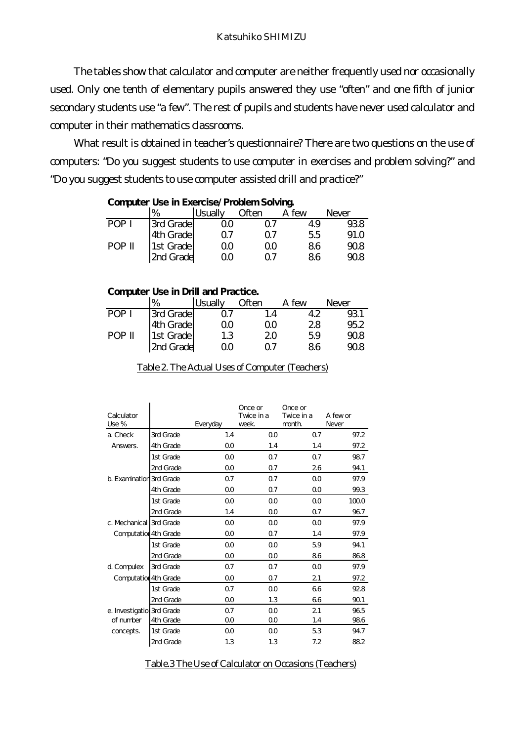The tables show that calculator and computer are neither frequently used nor occasionally used. Only one tenth of elementary pupils answered they use "often" and one fifth of junior secondary students use "a few". The rest of pupils and students have never used calculator and computer in their mathematics classrooms.

What result is obtained in teacher's questionnaire? There are two questions on the use of computers: "Do you suggest students to use computer in exercises and problem solving?" and "Do you suggest students to use computer assisted drill and practice?"

**Computer Use in Exercise/Problem Solving.**

| | % | Usually | Often | A few | Never |
|---|---|---|---|---|---|
| POP I | 3rd Grade | 0.0 | 0.7 | 4.9 | 93.8 |
| | 4th Grade | 0.7 | 0.7 | 5.5 | 91.0 |
| POP II | 1st Grade | 0.0 | 0.0 | 8.6 | 90.8 |
| | 2nd Grade | 0.0 | 0.7 | 8.6 | 90.8 |

**Computer Use in Drill and Practice.**

| | % | Usually | Often | A few | Never |
|---|---|---|---|---|---|
| POP I | 3rd Grade | 0.7 | 1.4 | 4.2 | 93.1 |
| | 4th Grade | 0.0 | 0.0 | 2.8 | 95.2 |
| POP II | 1st Grade | 1.3 | 2.0 | 5.9 | 90.8 |
| | 2nd Grade | 0.0 | 0.7 | 8.6 | 90.8 |

Table 2. The Actual Uses of Computer (Teachers)

| Calculator Use % | | Everyday | Once or Twice in a week. | Once or Twice in a month. | A few or Never |
|---|---|---|---|---|---|
| a. Check Answers. | 3rd Grade | 1.4 | 0.0 | 0.7 | 97.2 |
| | 4th Grade | 0.0 | 1.4 | 1.4 | 97.2 |
| | 1st Grade | 0.0 | 0.7 | 0.7 | 98.7 |
| | 2nd Grade | 0.0 | 0.7 | 2.6 | 94.1 |
| b. Examination | 3rd Grade | 0.7 | 0.7 | 0.0 | 97.9 |
| | 4th Grade | 0.0 | 0.7 | 0.0 | 99.3 |
| | 1st Grade | 0.0 | 0.0 | 0.0 | 100.0 |
| | 2nd Grade | 1.4 | 0.0 | 0.7 | 96.7 |
| c. Mechanical Computation | 3rd Grade | 0.0 | 0.0 | 0.0 | 97.9 |
| | 4th Grade | 0.0 | 0.7 | 1.4 | 97.9 |
| | 1st Grade | 0.0 | 0.0 | 5.9 | 94.1 |
| | 2nd Grade | 0.0 | 0.0 | 8.6 | 86.8 |
| d. Compulex Computation | 3rd Grade | 0.7 | 0.7 | 0.0 | 97.9 |
| | 4th Grade | 0.0 | 0.7 | 2.1 | 97.2 |
| | 1st Grade | 0.7 | 0.0 | 6.6 | 92.8 |
| | 2nd Grade | 0.0 | 1.3 | 6.6 | 90.1 |
| e. Investigation of number concepts. | 3rd Grade | 0.7 | 0.0 | 2.1 | 96.5 |
| | 4th Grade | 0.0 | 0.0 | 1.4 | 98.6 |
| | 1st Grade | 0.0 | 0.0 | 5.3 | 94.7 |
| | 2nd Grade | 1.3 | 1.3 | 7.2 | 88.2 |

Table.3 The Use of Calculator on Occasions (Teachers)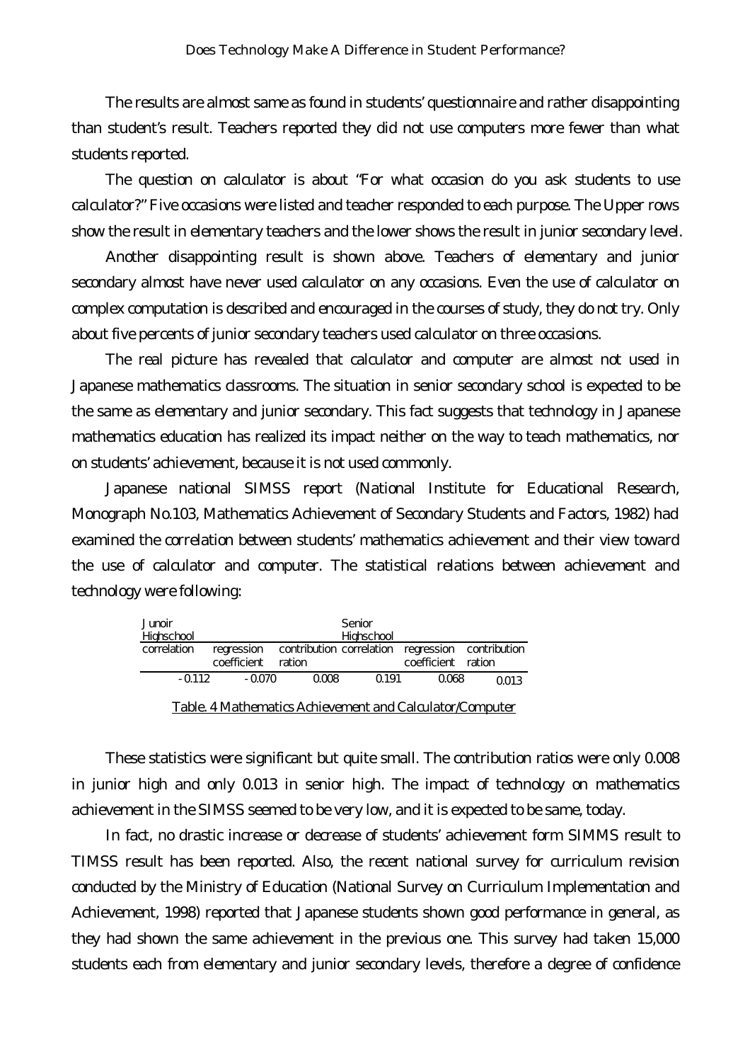The results are almost same as found in students' questionnaire and rather disappointing than student's result. Teachers reported they did not use computers more fewer than what students reported.

The question on calculator is about "For what occasion do you ask students to use calculator?" Five occasions were listed and teacher responded to each purpose. The Upper rows show the result in elementary teachers and the lower shows the result in junior secondary level.

Another disappointing result is shown above. Teachers of elementary and junior secondary almost have never used calculator on any occasions. Even the use of calculator on complex computation is described and encouraged in the courses of study, they do not try. Only about five percents of junior secondary teachers used calculator on three occasions.

The real picture has revealed that calculator and computer are almost not used in Japanese mathematics classrooms. The situation in senior secondary school is expected to be the same as elementary and junior secondary. This fact suggests that technology in Japanese mathematics education has realized its impact neither on the way to teach mathematics, nor on students' achievement, because it is not used commonly.

Japanese national SIMSS report (National Institute for Educational Research, Monograph No.103, Mathematics Achievement of Secondary Students and Factors, 1982) had examined the correlation between students' mathematics achievement and their view toward the use of calculator and computer. The statistical relations between achievement and technology were following:

| Junoir Highschool | | | Senior Highschool | | |
|---|---|---|---|---|---|
| correlation | regression coefficient | contribution ration | correlation | regression coefficient | contribution ration |
| -0.112 | -0.070 | 0.008 | 0.191 | 0.068 | 0.013 |

Table. 4 Mathematics Achievement and Calculator/Computer

These statistics were significant but quite small. The contribution ratios were only 0.008 in junior high and only 0.013 in senior high. The impact of technology on mathematics achievement in the SIMSS seemed to be very low, and it is expected to be same, today.

In fact, no drastic increase or decrease of students' achievement form SIMMS result to TIMSS result has been reported. Also, the recent national survey for curriculum revision conducted by the Ministry of Education (National Survey on Curriculum Implementation and Achievement, 1998) reported that Japanese students shown good performance in general, as they had shown the same achievement in the previous one. This survey had taken 15,000 students each from elementary and junior secondary levels, therefore a degree of confidence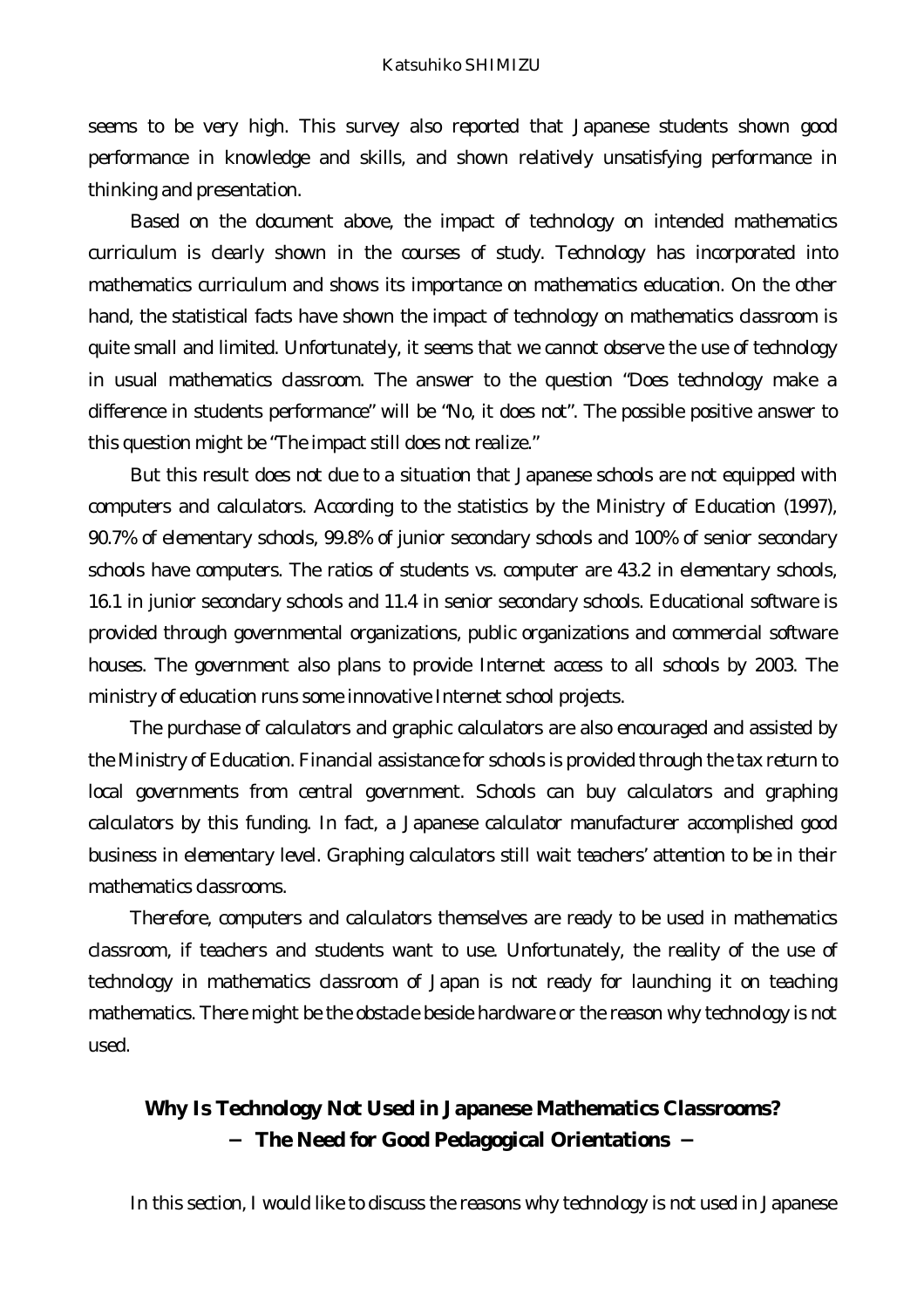seems to be very high. This survey also reported that Japanese students shown good performance in knowledge and skills, and shown relatively unsatisfying performance in thinking and presentation.

Based on the document above, the impact of technology on intended mathematics curriculum is clearly shown in the courses of study. Technology has incorporated into mathematics curriculum and shows its importance on mathematics education. On the other hand, the statistical facts have shown the impact of technology on mathematics classroom is quite small and limited. Unfortunately, it seems that we cannot observe the use of technology in usual mathematics classroom. The answer to the question "Does technology make a difference in students performance" will be "No, it does not". The possible positive answer to this question might be "The impact still does not realize."

But this result does not due to a situation that Japanese schools are not equipped with computers and calculators. According to the statistics by the Ministry of Education (1997), 90.7% of elementary schools, 99.8% of junior secondary schools and 100% of senior secondary schools have computers. The ratios of students vs. computer are 43.2 in elementary schools, 16.1 in junior secondary schools and 11.4 in senior secondary schools. Educational software is provided through governmental organizations, public organizations and commercial software houses. The government also plans to provide Internet access to all schools by 2003. The ministry of education runs some innovative Internet school projects.

The purchase of calculators and graphic calculators are also encouraged and assisted by the Ministry of Education. Financial assistance for schools is provided through the tax return to local governments from central government. Schools can buy calculators and graphing calculators by this funding. In fact, a Japanese calculator manufacturer accomplished good business in elementary level. Graphing calculators still wait teachers' attention to be in their mathematics classrooms.

Therefore, computers and calculators themselves are ready to be used in mathematics classroom, if teachers and students want to use. Unfortunately, the reality of the use of technology in mathematics classroom of Japan is not ready for launching it on teaching mathematics. There might be the obstacle beside hardware or the reason why technology is not used.

## Why Is Technology Not Used in Japanese Mathematics Classrooms? − The Need for Good Pedagogical Orientations −

In this section, I would like to discuss the reasons why technology is not used in Japanese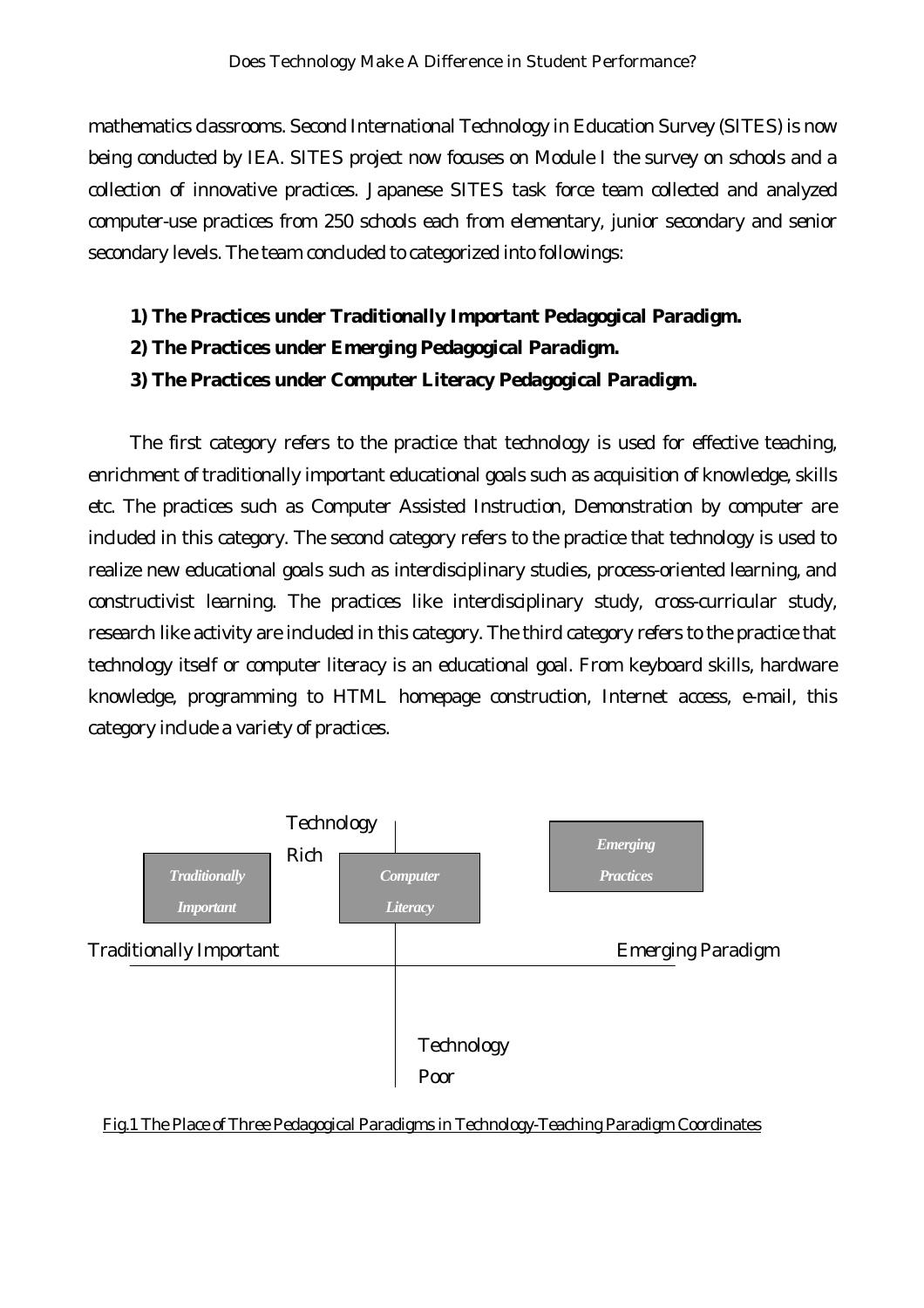mathematics classrooms. Second International Technology in Education Survey (SITES) is now being conducted by IEA. SITES project now focuses on Module I the survey on schools and a collection of innovative practices. Japanese SITES task force team collected and analyzed computer-use practices from 250 schools each from elementary, junior secondary and senior secondary levels. The team concluded to categorized into followings:

**1) The Practices under Traditionally Important Pedagogical Paradigm.**

**2) The Practices under Emerging Pedagogical Paradigm.**

**3) The Practices under Computer Literacy Pedagogical Paradigm.**

The first category refers to the practice that technology is used for effective teaching, enrichment of traditionally important educational goals such as acquisition of knowledge, skills etc. The practices such as Computer Assisted Instruction, Demonstration by computer are included in this category. The second category refers to the practice that technology is used to realize new educational goals such as interdisciplinary studies, process-oriented learning, and constructivist learning. The practices like interdisciplinary study, cross-curricular study, research like activity are included in this category. The third category refers to the practice that technology itself or computer literacy is an educational goal. From keyboard skills, hardware knowledge, programming to HTML homepage construction, Internet access, e-mail, this category include a variety of practices.

Technology Rich

*Traditionally Important*

*Computer Literacy*

*Emerging Practices*

Traditionally Important

Emerging Paradigm

Technology Poor

Fig.1 The Place of Three Pedagogical Paradigms in Technology-Teaching Paradigm Coordinates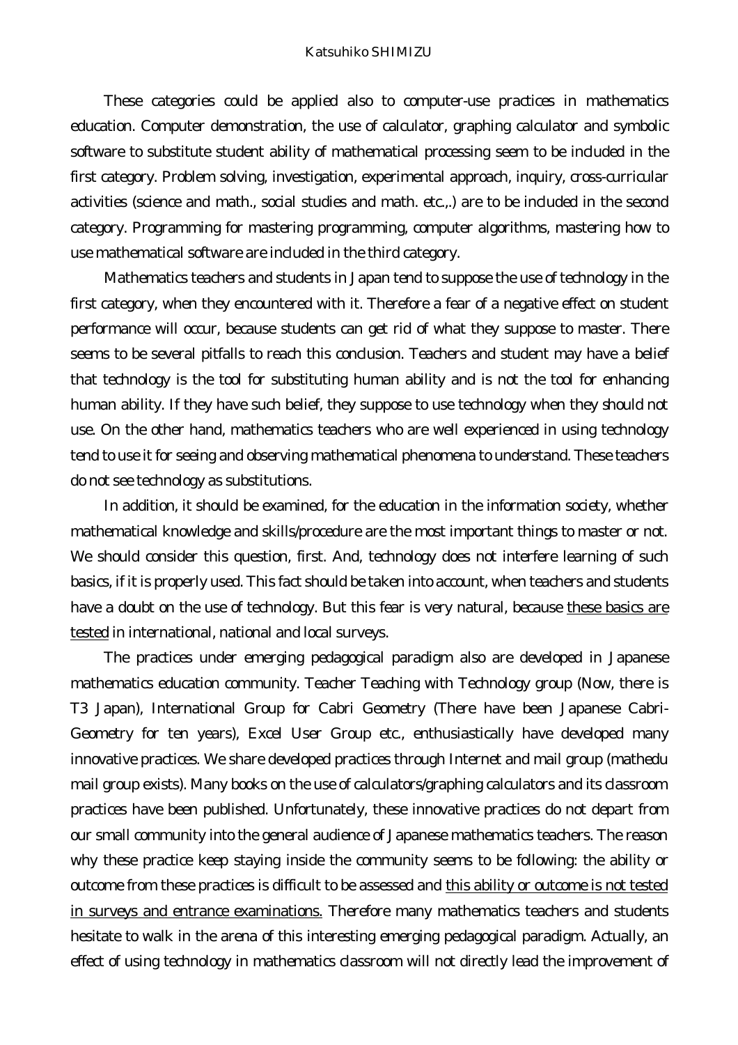These categories could be applied also to computer-use practices in mathematics education. Computer demonstration, the use of calculator, graphing calculator and symbolic software to substitute student ability of mathematical processing seem to be included in the first category. Problem solving, investigation, experimental approach, inquiry, cross-curricular activities (science and math., social studies and math. etc.,.) are to be included in the second category. Programming for mastering programming, computer algorithms, mastering how to use mathematical software are included in the third category.

Mathematics teachers and students in Japan tend to suppose the use of technology in the first category, when they encountered with it. Therefore a fear of a negative effect on student performance will occur, because students can get rid of what they suppose to master. There seems to be several pitfalls to reach this conclusion. Teachers and student may have a belief that technology is the tool for substituting human ability and is not the tool for enhancing human ability. If they have such belief, they suppose to use technology when they should not use. On the other hand, mathematics teachers who are well experienced in using technology tend to use it for seeing and observing mathematical phenomena to understand. These teachers do not see technology as substitutions.

In addition, it should be examined, for the education in the information society, whether mathematical knowledge and skills/procedure are the most important things to master or not. We should consider this question, first. And, technology does not interfere learning of such basics, if it is properly used. This fact should be taken into account, when teachers and students have a doubt on the use of technology. But this fear is very natural, because <u>these basics are tested</u> in international, national and local surveys.

The practices under emerging pedagogical paradigm also are developed in Japanese mathematics education community. Teacher Teaching with Technology group (Now, there is T3 Japan), International Group for Cabri Geometry (There have been Japanese Cabri-Geometry for ten years), Excel User Group etc., enthusiastically have developed many innovative practices. We share developed practices through Internet and mail group (mathedu mail group exists). Many books on the use of calculators/graphing calculators and its classroom practices have been published. Unfortunately, these innovative practices do not depart from our small community into the general audience of Japanese mathematics teachers. The reason why these practice keep staying inside the community seems to be following: the ability or outcome from these practices is difficult to be assessed and <u>this ability or outcome is not tested in surveys and entrance examinations.</u> Therefore many mathematics teachers and students hesitate to walk in the arena of this interesting emerging pedagogical paradigm. Actually, an effect of using technology in mathematics classroom will not directly lead the improvement of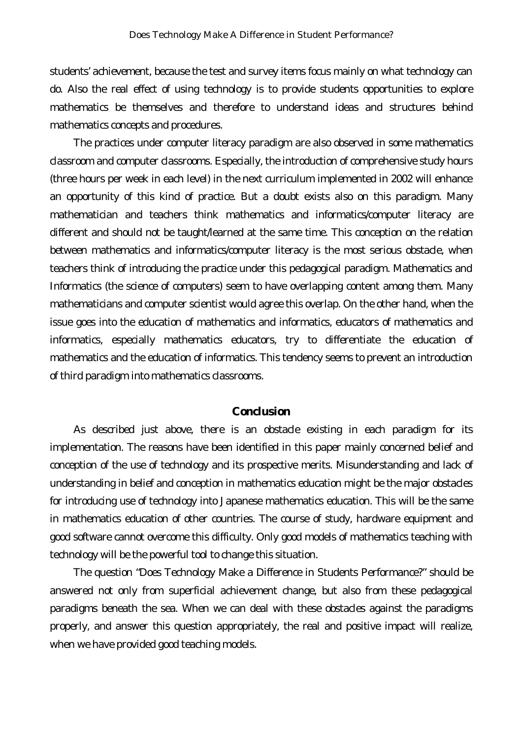students' achievement, because the test and survey items focus mainly on what technology can do. Also the real effect of using technology is to provide students opportunities to explore mathematics be themselves and therefore to understand ideas and structures behind mathematics concepts and procedures.

The practices under computer literacy paradigm are also observed in some mathematics classroom and computer classrooms. Especially, the introduction of comprehensive study hours (three hours per week in each level) in the next curriculum implemented in 2002 will enhance an opportunity of this kind of practice. But a doubt exists also on this paradigm. Many mathematician and teachers think mathematics and informatics/computer literacy are different and should not be taught/learned at the same time. This conception on the relation between mathematics and informatics/computer literacy is the most serious obstacle, when teachers think of introducing the practice under this pedagogical paradigm. Mathematics and Informatics (the science of computers) seem to have overlapping content among them. Many mathematicians and computer scientist would agree this overlap. On the other hand, when the issue goes into the education of mathematics and informatics, educators of mathematics and informatics, especially mathematics educators, try to differentiate the education of mathematics and the education of informatics. This tendency seems to prevent an introduction of third paradigm into mathematics classrooms.

## Conclusion

As described just above, there is an obstacle existing in each paradigm for its implementation. The reasons have been identified in this paper mainly concerned belief and conception of the use of technology and its prospective merits. Misunderstanding and lack of understanding in belief and conception in mathematics education might be the major obstacles for introducing use of technology into Japanese mathematics education. This will be the same in mathematics education of other countries. The course of study, hardware equipment and good software cannot overcome this difficulty. Only good models of mathematics teaching with technology will be the powerful tool to change this situation.

The question "Does Technology Make a Difference in Students Performance?" should be answered not only from superficial achievement change, but also from these pedagogical paradigms beneath the sea. When we can deal with these obstacles against the paradigms properly, and answer this question appropriately, the real and positive impact will realize, when we have provided good teaching models.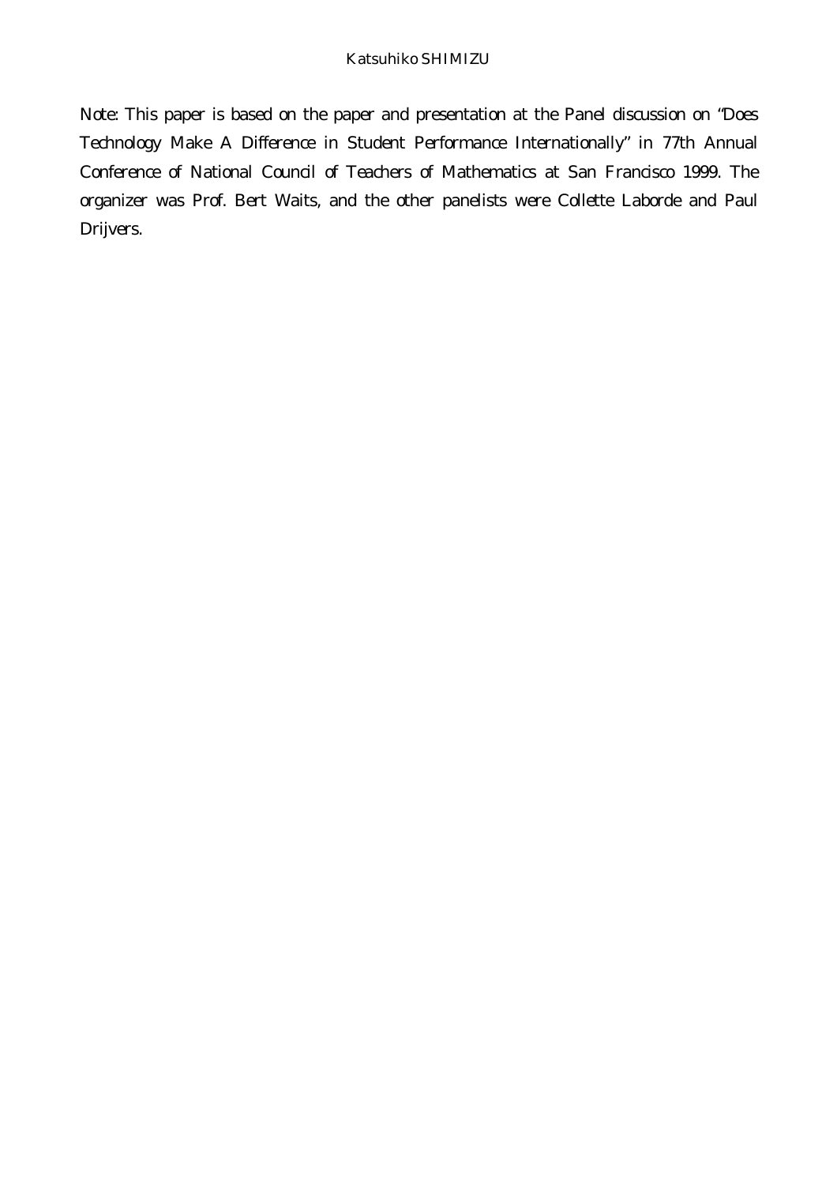Note: This paper is based on the paper and presentation at the Panel discussion on "Does Technology Make A Difference in Student Performance Internationally" in 77th Annual Conference of National Council of Teachers of Mathematics at San Francisco 1999. The organizer was Prof. Bert Waits, and the other panelists were Collette Laborde and Paul Drijvers.